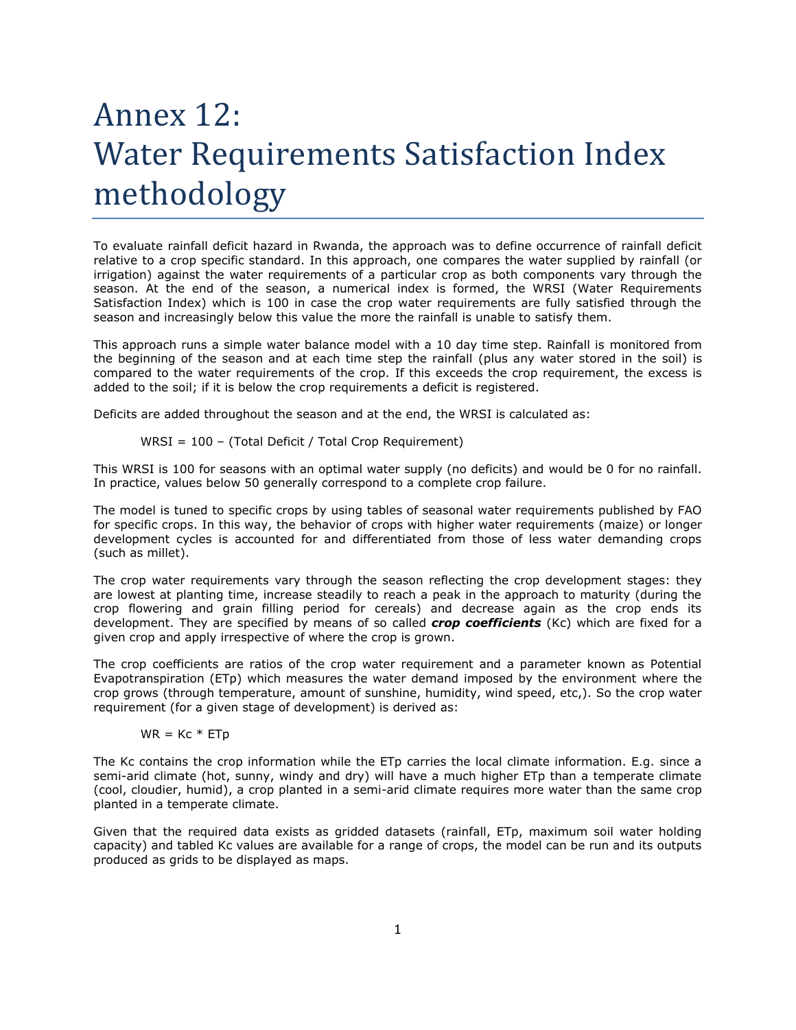# Annex 12: Water Requirements Satisfaction Index methodology

To evaluate rainfall deficit hazard in Rwanda, the approach was to define occurrence of rainfall deficit relative to a crop specific standard. In this approach, one compares the water supplied by rainfall (or irrigation) against the water requirements of a particular crop as both components vary through the season. At the end of the season, a numerical index is formed, the WRSI (Water Requirements Satisfaction Index) which is 100 in case the crop water requirements are fully satisfied through the season and increasingly below this value the more the rainfall is unable to satisfy them.

This approach runs a simple water balance model with a 10 day time step. Rainfall is monitored from the beginning of the season and at each time step the rainfall (plus any water stored in the soil) is compared to the water requirements of the crop. If this exceeds the crop requirement, the excess is added to the soil; if it is below the crop requirements a deficit is registered.

Deficits are added throughout the season and at the end, the WRSI is calculated as:

$$WRSI = 100 - (\text{Total Deficit} / \text{Total Crop Requirement})$$

This WRSI is 100 for seasons with an optimal water supply (no deficits) and would be 0 for no rainfall. In practice, values below 50 generally correspond to a complete crop failure.

The model is tuned to specific crops by using tables of seasonal water requirements published by FAO for specific crops. In this way, the behavior of crops with higher water requirements (maize) or longer development cycles is accounted for and differentiated from those of less water demanding crops (such as millet).

The crop water requirements vary through the season reflecting the crop development stages: they are lowest at planting time, increase steadily to reach a peak in the approach to maturity (during the crop flowering and grain filling period for cereals) and decrease again as the crop ends its development. They are specified by means of so called ***crop coefficients*** (Kc) which are fixed for a given crop and apply irrespective of where the crop is grown.

The crop coefficients are ratios of the crop water requirement and a parameter known as Potential Evapotranspiration (ETp) which measures the water demand imposed by the environment where the crop grows (through temperature, amount of sunshine, humidity, wind speed, etc,). So the crop water requirement (for a given stage of development) is derived as:

$$WR = Kc * ETp$$

The Kc contains the crop information while the ETp carries the local climate information. E.g. since a semi-arid climate (hot, sunny, windy and dry) will have a much higher ETp than a temperate climate (cool, cloudier, humid), a crop planted in a semi-arid climate requires more water than the same crop planted in a temperate climate.

Given that the required data exists as gridded datasets (rainfall, ETp, maximum soil water holding capacity) and tabled Kc values are available for a range of crops, the model can be run and its outputs produced as grids to be displayed as maps.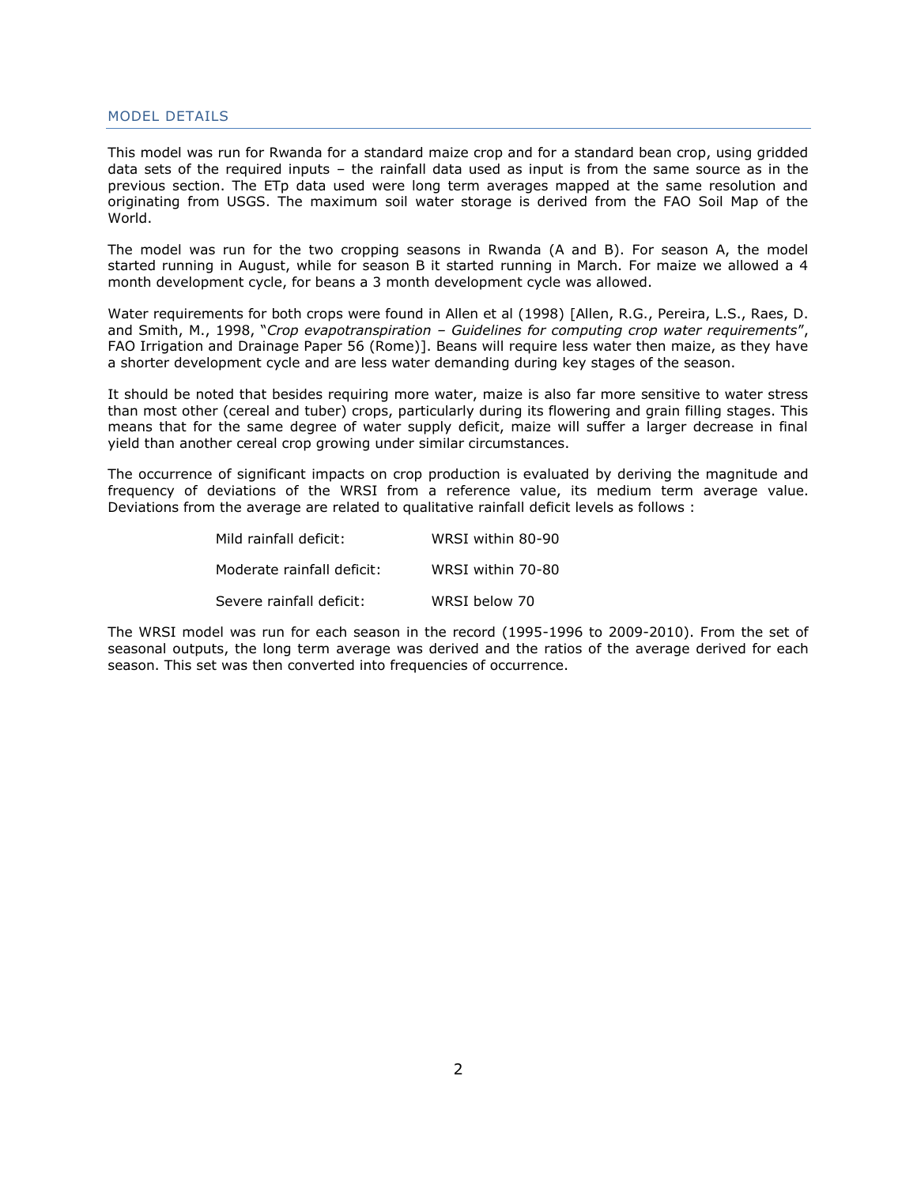## MODEL DETAILS

This model was run for Rwanda for a standard maize crop and for a standard bean crop, using gridded data sets of the required inputs – the rainfall data used as input is from the same source as in the previous section. The ETp data used were long term averages mapped at the same resolution and originating from USGS. The maximum soil water storage is derived from the FAO Soil Map of the World.

The model was run for the two cropping seasons in Rwanda (A and B). For season A, the model started running in August, while for season B it started running in March. For maize we allowed a 4 month development cycle, for beans a 3 month development cycle was allowed.

Water requirements for both crops were found in Allen et al (1998) [Allen, R.G., Pereira, L.S., Raes, D. and Smith, M., 1998, "*Crop evapotranspiration – Guidelines for computing crop water requirements*", FAO Irrigation and Drainage Paper 56 (Rome)]. Beans will require less water then maize, as they have a shorter development cycle and are less water demanding during key stages of the season.

It should be noted that besides requiring more water, maize is also far more sensitive to water stress than most other (cereal and tuber) crops, particularly during its flowering and grain filling stages. This means that for the same degree of water supply deficit, maize will suffer a larger decrease in final yield than another cereal crop growing under similar circumstances.

The occurrence of significant impacts on crop production is evaluated by deriving the magnitude and frequency of deviations of the WRSI from a reference value, its medium term average value. Deviations from the average are related to qualitative rainfall deficit levels as follows :

| | |
|---|---|
| Mild rainfall deficit: | WRSI within 80-90 |
| Moderate rainfall deficit: | WRSI within 70-80 |
| Severe rainfall deficit: | WRSI below 70 |

The WRSI model was run for each season in the record (1995-1996 to 2009-2010). From the set of seasonal outputs, the long term average was derived and the ratios of the average derived for each season. This set was then converted into frequencies of occurrence.